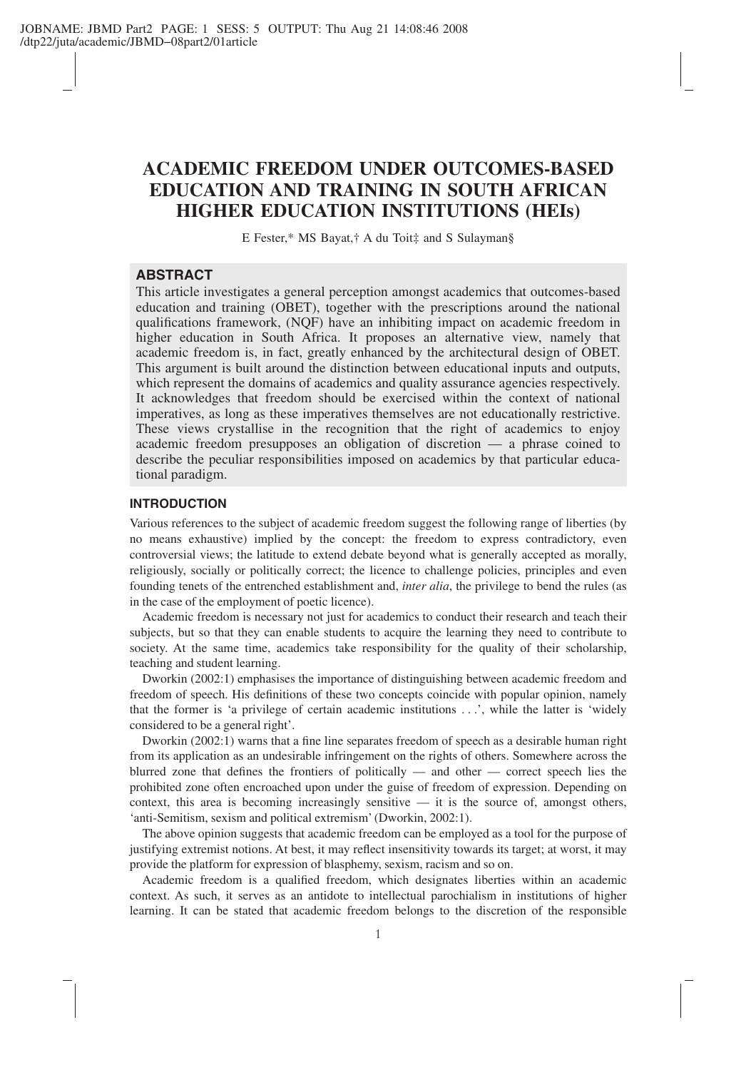# ACADEMIC FREEDOM UNDER OUTCOMES-BASED EDUCATION AND TRAINING IN SOUTH AFRICAN HIGHER EDUCATION INSTITUTIONS (HEIs)

E Fester,* MS Bayat,† A du Toit‡ and S Sulayman§

## ABSTRACT

This article investigates a general perception amongst academics that outcomes-based education and training (OBET), together with the prescriptions around the national qualifications framework, (NQF) have an inhibiting impact on academic freedom in higher education in South Africa. It proposes an alternative view, namely that academic freedom is, in fact, greatly enhanced by the architectural design of OBET. This argument is built around the distinction between educational inputs and outputs, which represent the domains of academics and quality assurance agencies respectively. It acknowledges that freedom should be exercised within the context of national imperatives, as long as these imperatives themselves are not educationally restrictive. These views crystallise in the recognition that the right of academics to enjoy academic freedom presupposes an obligation of discretion — a phrase coined to describe the peculiar responsibilities imposed on academics by that particular educational paradigm.

## INTRODUCTION

Various references to the subject of academic freedom suggest the following range of liberties (by no means exhaustive) implied by the concept: the freedom to express contradictory, even controversial views; the latitude to extend debate beyond what is generally accepted as morally, religiously, socially or politically correct; the licence to challenge policies, principles and even founding tenets of the entrenched establishment and, *inter alia*, the privilege to bend the rules (as in the case of the employment of poetic licence).

Academic freedom is necessary not just for academics to conduct their research and teach their subjects, but so that they can enable students to acquire the learning they need to contribute to society. At the same time, academics take responsibility for the quality of their scholarship, teaching and student learning.

Dworkin (2002:1) emphasises the importance of distinguishing between academic freedom and freedom of speech. His definitions of these two concepts coincide with popular opinion, namely that the former is 'a privilege of certain academic institutions . . .', while the latter is 'widely considered to be a general right'.

Dworkin (2002:1) warns that a fine line separates freedom of speech as a desirable human right from its application as an undesirable infringement on the rights of others. Somewhere across the blurred zone that defines the frontiers of politically — and other — correct speech lies the prohibited zone often encroached upon under the guise of freedom of expression. Depending on context, this area is becoming increasingly sensitive — it is the source of, amongst others, 'anti-Semitism, sexism and political extremism' (Dworkin, 2002:1).

The above opinion suggests that academic freedom can be employed as a tool for the purpose of justifying extremist notions. At best, it may reflect insensitivity towards its target; at worst, it may provide the platform for expression of blasphemy, sexism, racism and so on.

Academic freedom is a qualified freedom, which designates liberties within an academic context. As such, it serves as an antidote to intellectual parochialism in institutions of higher learning. It can be stated that academic freedom belongs to the discretion of the responsible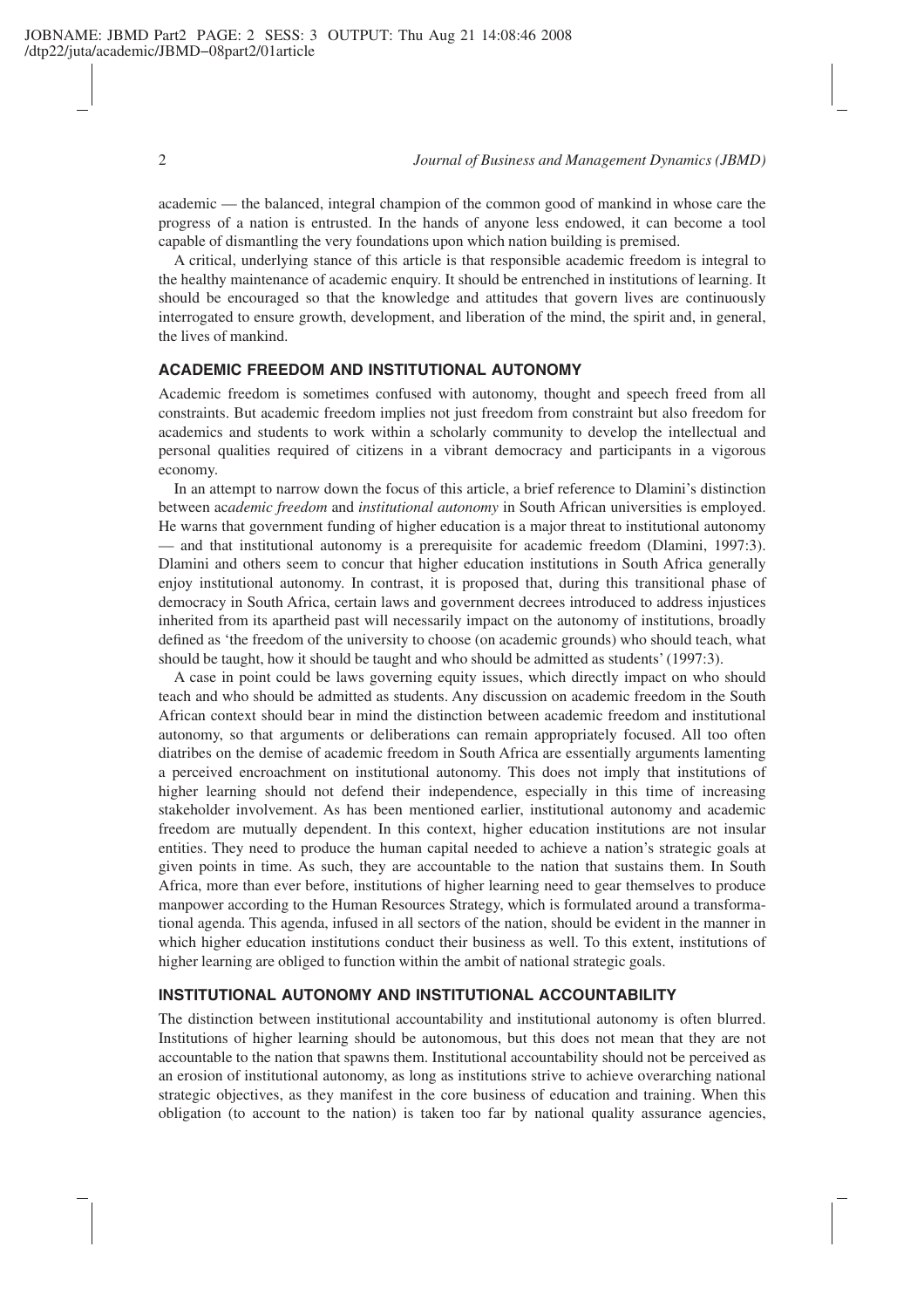academic — the balanced, integral champion of the common good of mankind in whose care the progress of a nation is entrusted. In the hands of anyone less endowed, it can become a tool capable of dismantling the very foundations upon which nation building is premised.

A critical, underlying stance of this article is that responsible academic freedom is integral to the healthy maintenance of academic enquiry. It should be entrenched in institutions of learning. It should be encouraged so that the knowledge and attitudes that govern lives are continuously interrogated to ensure growth, development, and liberation of the mind, the spirit and, in general, the lives of mankind.

## ACADEMIC FREEDOM AND INSTITUTIONAL AUTONOMY

Academic freedom is sometimes confused with autonomy, thought and speech freed from all constraints. But academic freedom implies not just freedom from constraint but also freedom for academics and students to work within a scholarly community to develop the intellectual and personal qualities required of citizens in a vibrant democracy and participants in a vigorous economy.

In an attempt to narrow down the focus of this article, a brief reference to Dlamini's distinction between ac*ademic freedom* and *institutional autonomy* in South African universities is employed. He warns that government funding of higher education is a major threat to institutional autonomy — and that institutional autonomy is a prerequisite for academic freedom (Dlamini, 1997:3). Dlamini and others seem to concur that higher education institutions in South Africa generally enjoy institutional autonomy. In contrast, it is proposed that, during this transitional phase of democracy in South Africa, certain laws and government decrees introduced to address injustices inherited from its apartheid past will necessarily impact on the autonomy of institutions, broadly defined as 'the freedom of the university to choose (on academic grounds) who should teach, what should be taught, how it should be taught and who should be admitted as students' (1997:3).

A case in point could be laws governing equity issues, which directly impact on who should teach and who should be admitted as students. Any discussion on academic freedom in the South African context should bear in mind the distinction between academic freedom and institutional autonomy, so that arguments or deliberations can remain appropriately focused. All too often diatribes on the demise of academic freedom in South Africa are essentially arguments lamenting a perceived encroachment on institutional autonomy. This does not imply that institutions of higher learning should not defend their independence, especially in this time of increasing stakeholder involvement. As has been mentioned earlier, institutional autonomy and academic freedom are mutually dependent. In this context, higher education institutions are not insular entities. They need to produce the human capital needed to achieve a nation's strategic goals at given points in time. As such, they are accountable to the nation that sustains them. In South Africa, more than ever before, institutions of higher learning need to gear themselves to produce manpower according to the Human Resources Strategy, which is formulated around a transformational agenda. This agenda, infused in all sectors of the nation, should be evident in the manner in which higher education institutions conduct their business as well. To this extent, institutions of higher learning are obliged to function within the ambit of national strategic goals.

## INSTITUTIONAL AUTONOMY AND INSTITUTIONAL ACCOUNTABILITY

The distinction between institutional accountability and institutional autonomy is often blurred. Institutions of higher learning should be autonomous, but this does not mean that they are not accountable to the nation that spawns them. Institutional accountability should not be perceived as an erosion of institutional autonomy, as long as institutions strive to achieve overarching national strategic objectives, as they manifest in the core business of education and training. When this obligation (to account to the nation) is taken too far by national quality assurance agencies,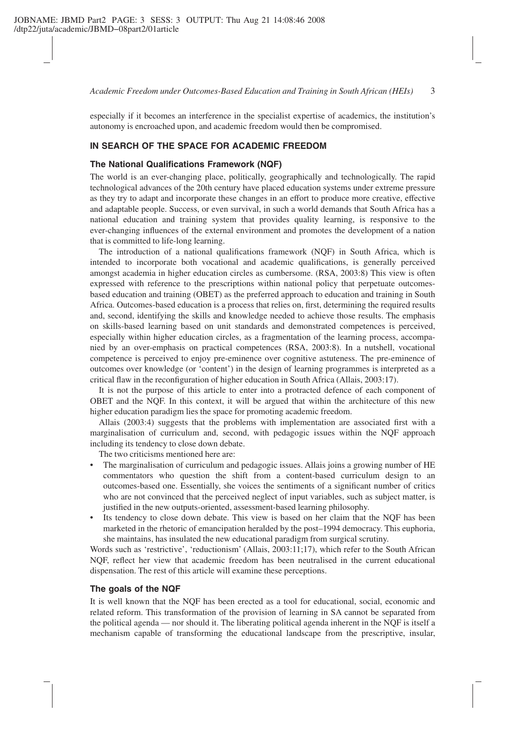especially if it becomes an interference in the specialist expertise of academics, the institution's autonomy is encroached upon, and academic freedom would then be compromised.

## IN SEARCH OF THE SPACE FOR ACADEMIC FREEDOM

### The National Qualifications Framework (NQF)

The world is an ever-changing place, politically, geographically and technologically. The rapid technological advances of the 20th century have placed education systems under extreme pressure as they try to adapt and incorporate these changes in an effort to produce more creative, effective and adaptable people. Success, or even survival, in such a world demands that South Africa has a national education and training system that provides quality learning, is responsive to the ever-changing influences of the external environment and promotes the development of a nation that is committed to life-long learning.

The introduction of a national qualifications framework (NQF) in South Africa, which is intended to incorporate both vocational and academic qualifications, is generally perceived amongst academia in higher education circles as cumbersome. (RSA, 2003:8) This view is often expressed with reference to the prescriptions within national policy that perpetuate outcomes-based education and training (OBET) as the preferred approach to education and training in South Africa. Outcomes-based education is a process that relies on, first, determining the required results and, second, identifying the skills and knowledge needed to achieve those results. The emphasis on skills-based learning based on unit standards and demonstrated competences is perceived, especially within higher education circles, as a fragmentation of the learning process, accompanied by an over-emphasis on practical competences (RSA, 2003:8). In a nutshell, vocational competence is perceived to enjoy pre-eminence over cognitive astuteness. The pre-eminence of outcomes over knowledge (or 'content') in the design of learning programmes is interpreted as a critical flaw in the reconfiguration of higher education in South Africa (Allais, 2003:17).

It is not the purpose of this article to enter into a protracted defence of each component of OBET and the NQF. In this context, it will be argued that within the architecture of this new higher education paradigm lies the space for promoting academic freedom.

Allais (2003:4) suggests that the problems with implementation are associated first with a marginalisation of curriculum and, second, with pedagogic issues within the NQF approach including its tendency to close down debate.

The two criticisms mentioned here are:

- The marginalisation of curriculum and pedagogic issues. Allais joins a growing number of HE commentators who question the shift from a content-based curriculum design to an outcomes-based one. Essentially, she voices the sentiments of a significant number of critics who are not convinced that the perceived neglect of input variables, such as subject matter, is justified in the new outputs-oriented, assessment-based learning philosophy.
- Its tendency to close down debate. This view is based on her claim that the NQF has been marketed in the rhetoric of emancipation heralded by the post–1994 democracy. This euphoria, she maintains, has insulated the new educational paradigm from surgical scrutiny.

Words such as 'restrictive', 'reductionism' (Allais, 2003:11;17), which refer to the South African NQF, reflect her view that academic freedom has been neutralised in the current educational dispensation. The rest of this article will examine these perceptions.

### The goals of the NQF

It is well known that the NQF has been erected as a tool for educational, social, economic and related reform. This transformation of the provision of learning in SA cannot be separated from the political agenda — nor should it. The liberating political agenda inherent in the NQF is itself a mechanism capable of transforming the educational landscape from the prescriptive, insular,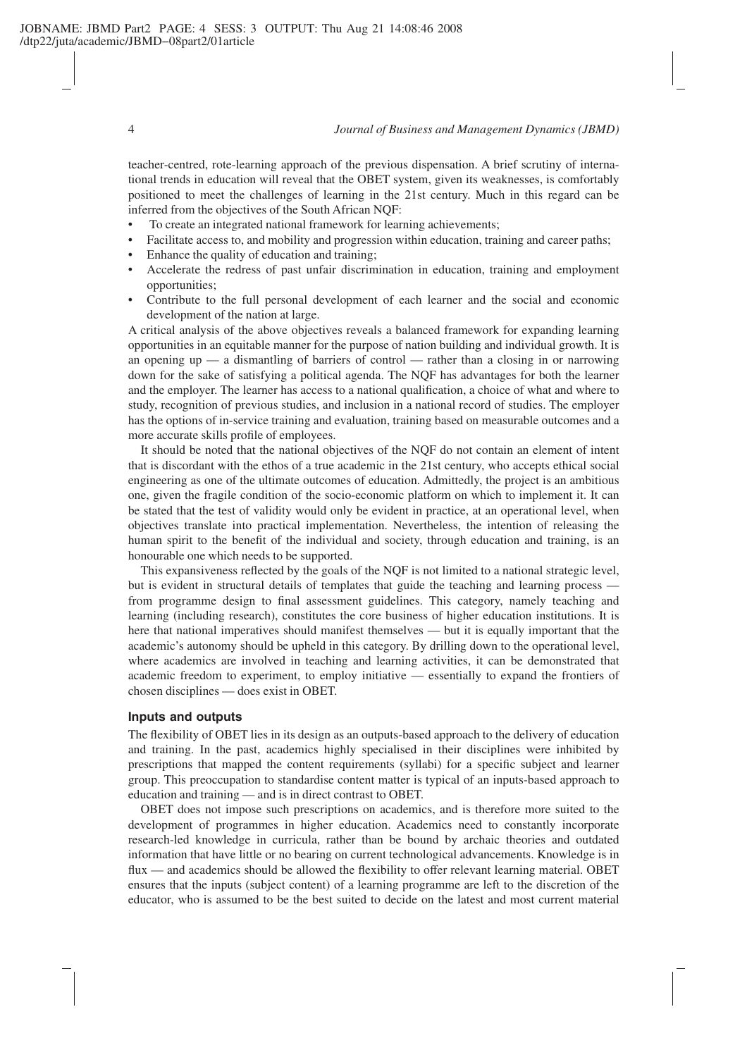teacher-centred, rote-learning approach of the previous dispensation. A brief scrutiny of international trends in education will reveal that the OBET system, given its weaknesses, is comfortably positioned to meet the challenges of learning in the 21st century. Much in this regard can be inferred from the objectives of the South African NQF:

- To create an integrated national framework for learning achievements;
- Facilitate access to, and mobility and progression within education, training and career paths;
- Enhance the quality of education and training;
- Accelerate the redress of past unfair discrimination in education, training and employment opportunities;
- Contribute to the full personal development of each learner and the social and economic development of the nation at large.

A critical analysis of the above objectives reveals a balanced framework for expanding learning opportunities in an equitable manner for the purpose of nation building and individual growth. It is an opening up — a dismantling of barriers of control — rather than a closing in or narrowing down for the sake of satisfying a political agenda. The NQF has advantages for both the learner and the employer. The learner has access to a national qualification, a choice of what and where to study, recognition of previous studies, and inclusion in a national record of studies. The employer has the options of in-service training and evaluation, training based on measurable outcomes and a more accurate skills profile of employees.

It should be noted that the national objectives of the NQF do not contain an element of intent that is discordant with the ethos of a true academic in the 21st century, who accepts ethical social engineering as one of the ultimate outcomes of education. Admittedly, the project is an ambitious one, given the fragile condition of the socio-economic platform on which to implement it. It can be stated that the test of validity would only be evident in practice, at an operational level, when objectives translate into practical implementation. Nevertheless, the intention of releasing the human spirit to the benefit of the individual and society, through education and training, is an honourable one which needs to be supported.

This expansiveness reflected by the goals of the NQF is not limited to a national strategic level, but is evident in structural details of templates that guide the teaching and learning process — from programme design to final assessment guidelines. This category, namely teaching and learning (including research), constitutes the core business of higher education institutions. It is here that national imperatives should manifest themselves — but it is equally important that the academic's autonomy should be upheld in this category. By drilling down to the operational level, where academics are involved in teaching and learning activities, it can be demonstrated that academic freedom to experiment, to employ initiative — essentially to expand the frontiers of chosen disciplines — does exist in OBET.

## Inputs and outputs

The flexibility of OBET lies in its design as an outputs-based approach to the delivery of education and training. In the past, academics highly specialised in their disciplines were inhibited by prescriptions that mapped the content requirements (syllabi) for a specific subject and learner group. This preoccupation to standardise content matter is typical of an inputs-based approach to education and training — and is in direct contrast to OBET.

OBET does not impose such prescriptions on academics, and is therefore more suited to the development of programmes in higher education. Academics need to constantly incorporate research-led knowledge in curricula, rather than be bound by archaic theories and outdated information that have little or no bearing on current technological advancements. Knowledge is in flux — and academics should be allowed the flexibility to offer relevant learning material. OBET ensures that the inputs (subject content) of a learning programme are left to the discretion of the educator, who is assumed to be the best suited to decide on the latest and most current material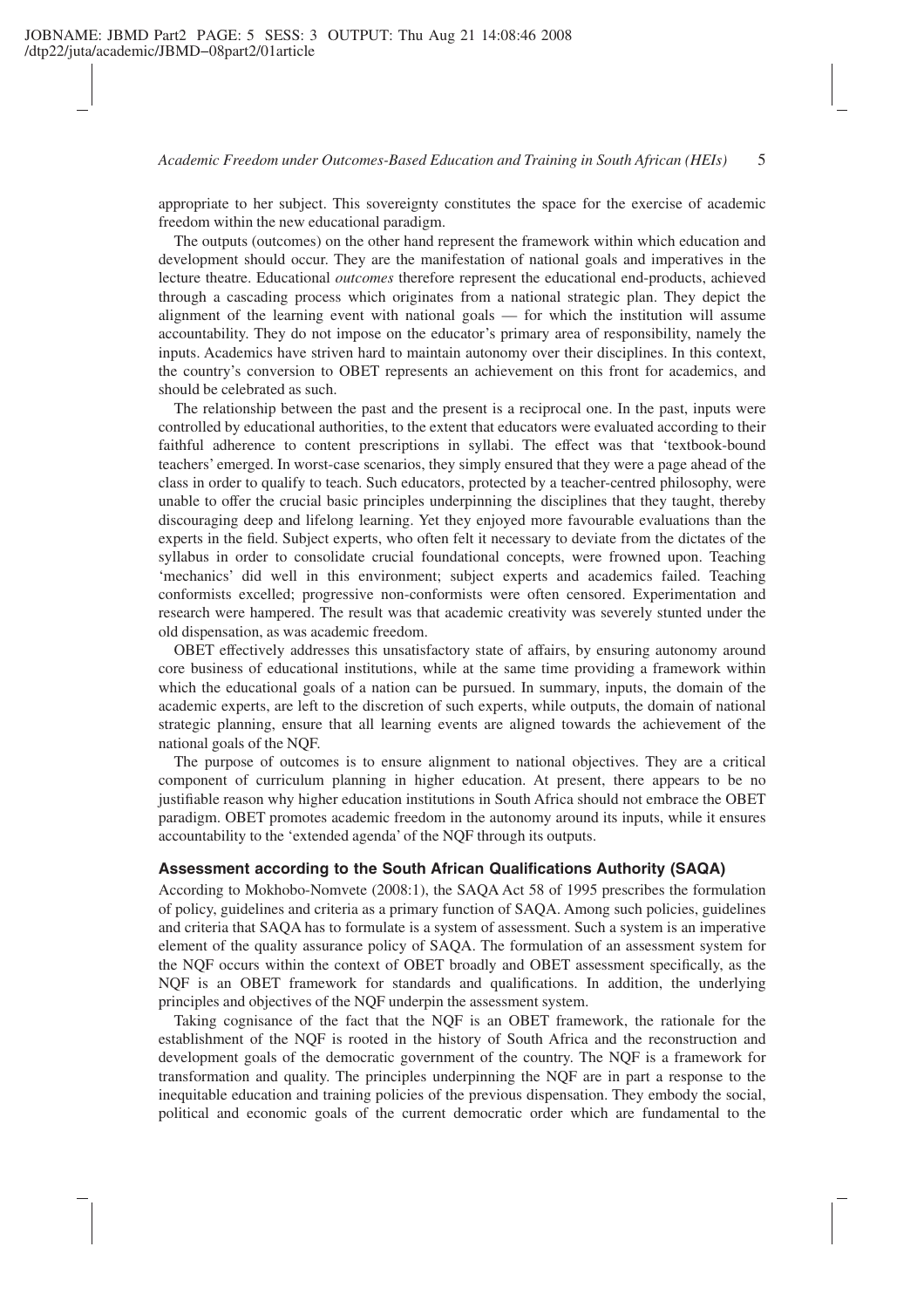appropriate to her subject. This sovereignty constitutes the space for the exercise of academic freedom within the new educational paradigm.

The outputs (outcomes) on the other hand represent the framework within which education and development should occur. They are the manifestation of national goals and imperatives in the lecture theatre. Educational *outcomes* therefore represent the educational end-products, achieved through a cascading process which originates from a national strategic plan. They depict the alignment of the learning event with national goals — for which the institution will assume accountability. They do not impose on the educator's primary area of responsibility, namely the inputs. Academics have striven hard to maintain autonomy over their disciplines. In this context, the country's conversion to OBET represents an achievement on this front for academics, and should be celebrated as such.

The relationship between the past and the present is a reciprocal one. In the past, inputs were controlled by educational authorities, to the extent that educators were evaluated according to their faithful adherence to content prescriptions in syllabi. The effect was that 'textbook-bound teachers' emerged. In worst-case scenarios, they simply ensured that they were a page ahead of the class in order to qualify to teach. Such educators, protected by a teacher-centred philosophy, were unable to offer the crucial basic principles underpinning the disciplines that they taught, thereby discouraging deep and lifelong learning. Yet they enjoyed more favourable evaluations than the experts in the field. Subject experts, who often felt it necessary to deviate from the dictates of the syllabus in order to consolidate crucial foundational concepts, were frowned upon. Teaching 'mechanics' did well in this environment; subject experts and academics failed. Teaching conformists excelled; progressive non-conformists were often censored. Experimentation and research were hampered. The result was that academic creativity was severely stunted under the old dispensation, as was academic freedom.

OBET effectively addresses this unsatisfactory state of affairs, by ensuring autonomy around core business of educational institutions, while at the same time providing a framework within which the educational goals of a nation can be pursued. In summary, inputs, the domain of the academic experts, are left to the discretion of such experts, while outputs, the domain of national strategic planning, ensure that all learning events are aligned towards the achievement of the national goals of the NQF.

The purpose of outcomes is to ensure alignment to national objectives. They are a critical component of curriculum planning in higher education. At present, there appears to be no justifiable reason why higher education institutions in South Africa should not embrace the OBET paradigm. OBET promotes academic freedom in the autonomy around its inputs, while it ensures accountability to the 'extended agenda' of the NQF through its outputs.

### Assessment according to the South African Qualifications Authority (SAQA)

According to Mokhobo-Nomvete (2008:1), the SAQA Act 58 of 1995 prescribes the formulation of policy, guidelines and criteria as a primary function of SAQA. Among such policies, guidelines and criteria that SAQA has to formulate is a system of assessment. Such a system is an imperative element of the quality assurance policy of SAQA. The formulation of an assessment system for the NQF occurs within the context of OBET broadly and OBET assessment specifically, as the NQF is an OBET framework for standards and qualifications. In addition, the underlying principles and objectives of the NQF underpin the assessment system.

Taking cognisance of the fact that the NQF is an OBET framework, the rationale for the establishment of the NQF is rooted in the history of South Africa and the reconstruction and development goals of the democratic government of the country. The NQF is a framework for transformation and quality. The principles underpinning the NQF are in part a response to the inequitable education and training policies of the previous dispensation. They embody the social, political and economic goals of the current democratic order which are fundamental to the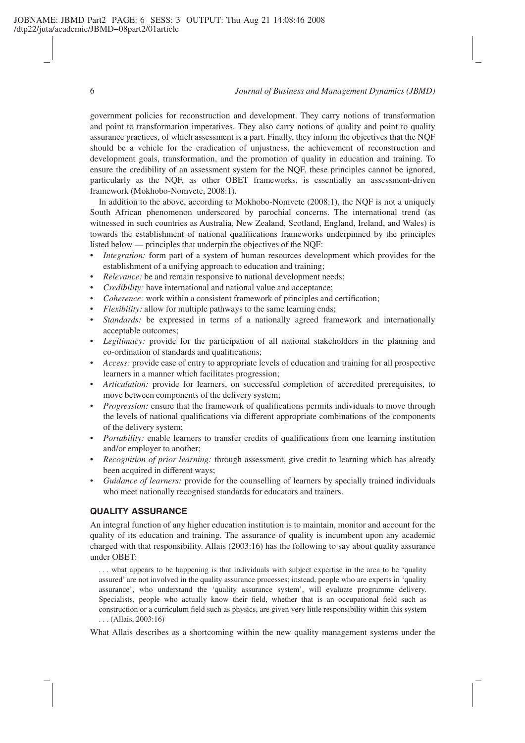government policies for reconstruction and development. They carry notions of transformation and point to transformation imperatives. They also carry notions of quality and point to quality assurance practices, of which assessment is a part. Finally, they inform the objectives that the NQF should be a vehicle for the eradication of unjustness, the achievement of reconstruction and development goals, transformation, and the promotion of quality in education and training. To ensure the credibility of an assessment system for the NQF, these principles cannot be ignored, particularly as the NQF, as other OBET frameworks, is essentially an assessment-driven framework (Mokhobo-Nomvete, 2008:1).

In addition to the above, according to Mokhobo-Nomvete (2008:1), the NQF is not a uniquely South African phenomenon underscored by parochial concerns. The international trend (as witnessed in such countries as Australia, New Zealand, Scotland, England, Ireland, and Wales) is towards the establishment of national qualifications frameworks underpinned by the principles listed below — principles that underpin the objectives of the NQF:

- *Integration:* form part of a system of human resources development which provides for the establishment of a unifying approach to education and training;
- *Relevance:* be and remain responsive to national development needs;
- *Credibility:* have international and national value and acceptance;
- *Coherence:* work within a consistent framework of principles and certification;
- *Flexibility:* allow for multiple pathways to the same learning ends;
- *Standards:* be expressed in terms of a nationally agreed framework and internationally acceptable outcomes;
- *Legitimacy:* provide for the participation of all national stakeholders in the planning and co-ordination of standards and qualifications;
- *Access:* provide ease of entry to appropriate levels of education and training for all prospective learners in a manner which facilitates progression;
- *Articulation:* provide for learners, on successful completion of accredited prerequisites, to move between components of the delivery system;
- *Progression:* ensure that the framework of qualifications permits individuals to move through the levels of national qualifications via different appropriate combinations of the components of the delivery system;
- *Portability:* enable learners to transfer credits of qualifications from one learning institution and/or employer to another;
- *Recognition of prior learning:* through assessment, give credit to learning which has already been acquired in different ways;
- *Guidance of learners:* provide for the counselling of learners by specially trained individuals who meet nationally recognised standards for educators and trainers.

## QUALITY ASSURANCE

An integral function of any higher education institution is to maintain, monitor and account for the quality of its education and training. The assurance of quality is incumbent upon any academic charged with that responsibility. Allais (2003:16) has the following to say about quality assurance under OBET:

> . . . what appears to be happening is that individuals with subject expertise in the area to be 'quality assured' are not involved in the quality assurance processes; instead, people who are experts in 'quality assurance', who understand the 'quality assurance system', will evaluate programme delivery. Specialists, people who actually know their field, whether that is an occupational field such as construction or a curriculum field such as physics, are given very little responsibility within this system . . . (Allais, 2003:16)

What Allais describes as a shortcoming within the new quality management systems under the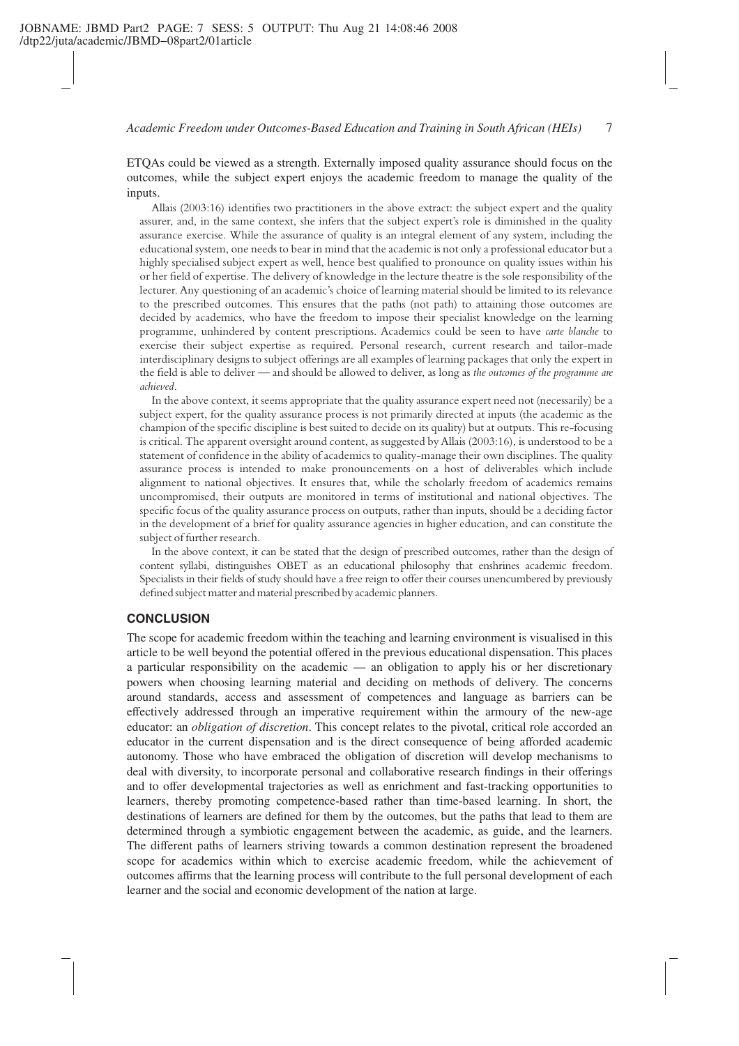ETQAs could be viewed as a strength. Externally imposed quality assurance should focus on the outcomes, while the subject expert enjoys the academic freedom to manage the quality of the inputs.

Allais (2003:16) identifies two practitioners in the above extract: the subject expert and the quality assurer, and, in the same context, she infers that the subject expert's role is diminished in the quality assurance exercise. While the assurance of quality is an integral element of any system, including the educational system, one needs to bear in mind that the academic is not only a professional educator but a highly specialised subject expert as well, hence best qualified to pronounce on quality issues within his or her field of expertise. The delivery of knowledge in the lecture theatre is the sole responsibility of the lecturer. Any questioning of an academic's choice of learning material should be limited to its relevance to the prescribed outcomes. This ensures that the paths (not path) to attaining those outcomes are decided by academics, who have the freedom to impose their specialist knowledge on the learning programme, unhindered by content prescriptions. Academics could be seen to have *carte blanche* to exercise their subject expertise as required. Personal research, current research and tailor-made interdisciplinary designs to subject offerings are all examples of learning packages that only the expert in the field is able to deliver — and should be allowed to deliver, as long as *the outcomes of the programme are achieved*.

In the above context, it seems appropriate that the quality assurance expert need not (necessarily) be a subject expert, for the quality assurance process is not primarily directed at inputs (the academic as the champion of the specific discipline is best suited to decide on its quality) but at outputs. This re-focusing is critical. The apparent oversight around content, as suggested by Allais (2003:16), is understood to be a statement of confidence in the ability of academics to quality-manage their own disciplines. The quality assurance process is intended to make pronouncements on a host of deliverables which include alignment to national objectives. It ensures that, while the scholarly freedom of academics remains uncompromised, their outputs are monitored in terms of institutional and national objectives. The specific focus of the quality assurance process on outputs, rather than inputs, should be a deciding factor in the development of a brief for quality assurance agencies in higher education, and can constitute the subject of further research.

In the above context, it can be stated that the design of prescribed outcomes, rather than the design of content syllabi, distinguishes OBET as an educational philosophy that enshrines academic freedom. Specialists in their fields of study should have a free reign to offer their courses unencumbered by previously defined subject matter and material prescribed by academic planners.

## CONCLUSION

The scope for academic freedom within the teaching and learning environment is visualised in this article to be well beyond the potential offered in the previous educational dispensation. This places a particular responsibility on the academic — an obligation to apply his or her discretionary powers when choosing learning material and deciding on methods of delivery. The concerns around standards, access and assessment of competences and language as barriers can be effectively addressed through an imperative requirement within the armoury of the new-age educator: an *obligation of discretion*. This concept relates to the pivotal, critical role accorded an educator in the current dispensation and is the direct consequence of being afforded academic autonomy. Those who have embraced the obligation of discretion will develop mechanisms to deal with diversity, to incorporate personal and collaborative research findings in their offerings and to offer developmental trajectories as well as enrichment and fast-tracking opportunities to learners, thereby promoting competence-based rather than time-based learning. In short, the destinations of learners are defined for them by the outcomes, but the paths that lead to them are determined through a symbiotic engagement between the academic, as guide, and the learners. The different paths of learners striving towards a common destination represent the broadened scope for academics within which to exercise academic freedom, while the achievement of outcomes affirms that the learning process will contribute to the full personal development of each learner and the social and economic development of the nation at large.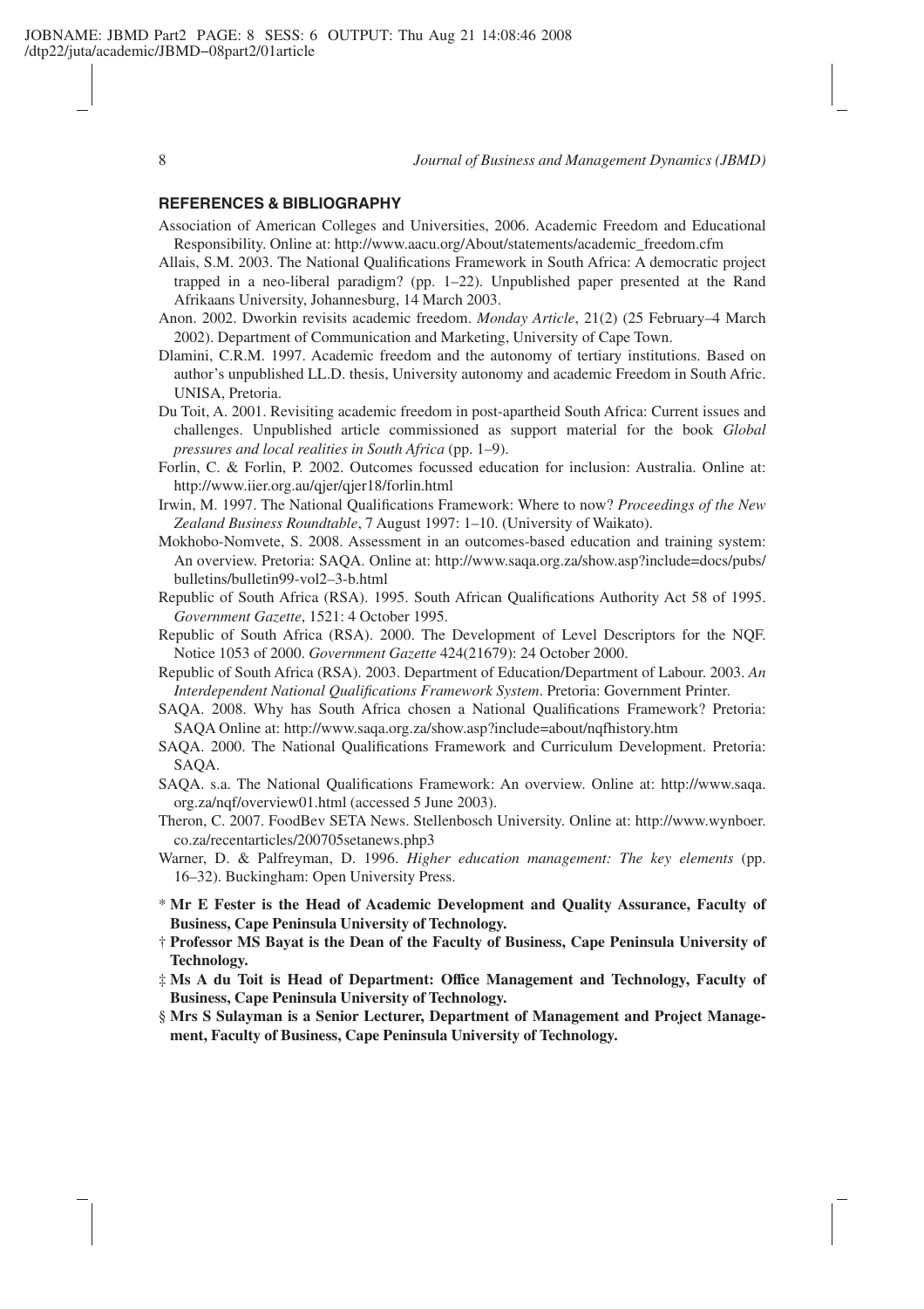## REFERENCES & BIBLIOGRAPHY

Association of American Colleges and Universities, 2006. Academic Freedom and Educational Responsibility. Online at: http://www.aacu.org/About/statements/academic_freedom.cfm

Allais, S.M. 2003. The National Qualifications Framework in South Africa: A democratic project trapped in a neo-liberal paradigm? (pp. 1–22). Unpublished paper presented at the Rand Afrikaans University, Johannesburg, 14 March 2003.

Anon. 2002. Dworkin revisits academic freedom. *Monday Article*, 21(2) (25 February–4 March 2002). Department of Communication and Marketing, University of Cape Town.

Dlamini, C.R.M. 1997. Academic freedom and the autonomy of tertiary institutions. Based on author's unpublished LL.D. thesis, University autonomy and academic Freedom in South Afric. UNISA, Pretoria.

Du Toit, A. 2001. Revisiting academic freedom in post-apartheid South Africa: Current issues and challenges. Unpublished article commissioned as support material for the book *Global pressures and local realities in South Africa* (pp. 1–9).

Forlin, C. & Forlin, P. 2002. Outcomes focussed education for inclusion: Australia. Online at: http://www.iier.org.au/qjer/qjer18/forlin.html

Irwin, M. 1997. The National Qualifications Framework: Where to now? *Proceedings of the New Zealand Business Roundtable*, 7 August 1997: 1–10. (University of Waikato).

Mokhobo-Nomvete, S. 2008. Assessment in an outcomes-based education and training system: An overview. Pretoria: SAQA. Online at: http://www.saqa.org.za/show.asp?include=docs/pubs/bulletins/bulletin99-vol2–3-b.html

Republic of South Africa (RSA). 1995. South African Qualifications Authority Act 58 of 1995. *Government Gazette*, 1521: 4 October 1995.

Republic of South Africa (RSA). 2000. The Development of Level Descriptors for the NQF. Notice 1053 of 2000. *Government Gazette* 424(21679): 24 October 2000.

Republic of South Africa (RSA). 2003. Department of Education/Department of Labour. 2003. *An Interdependent National Qualifications Framework System*. Pretoria: Government Printer.

SAQA. 2008. Why has South Africa chosen a National Qualifications Framework? Pretoria: SAQA Online at: http://www.saqa.org.za/show.asp?include=about/nqfhistory.htm

SAQA. 2000. The National Qualifications Framework and Curriculum Development. Pretoria: SAQA.

SAQA. s.a. The National Qualifications Framework: An overview. Online at: http://www.saqa.org.za/nqf/overview01.html (accessed 5 June 2003).

Theron, C. 2007. FoodBev SETA News. Stellenbosch University. Online at: http://www.wynboer.co.za/recentarticles/200705setanews.php3

Warner, D. & Palfreyman, D. 1996. *Higher education management: The key elements* (pp. 16–32). Buckingham: Open University Press.

\* **Mr E Fester is the Head of Academic Development and Quality Assurance, Faculty of Business, Cape Peninsula University of Technology.**

† **Professor MS Bayat is the Dean of the Faculty of Business, Cape Peninsula University of Technology.**

‡ **Ms A du Toit is Head of Department: Office Management and Technology, Faculty of Business, Cape Peninsula University of Technology.**

§ **Mrs S Sulayman is a Senior Lecturer, Department of Management and Project Management, Faculty of Business, Cape Peninsula University of Technology.**